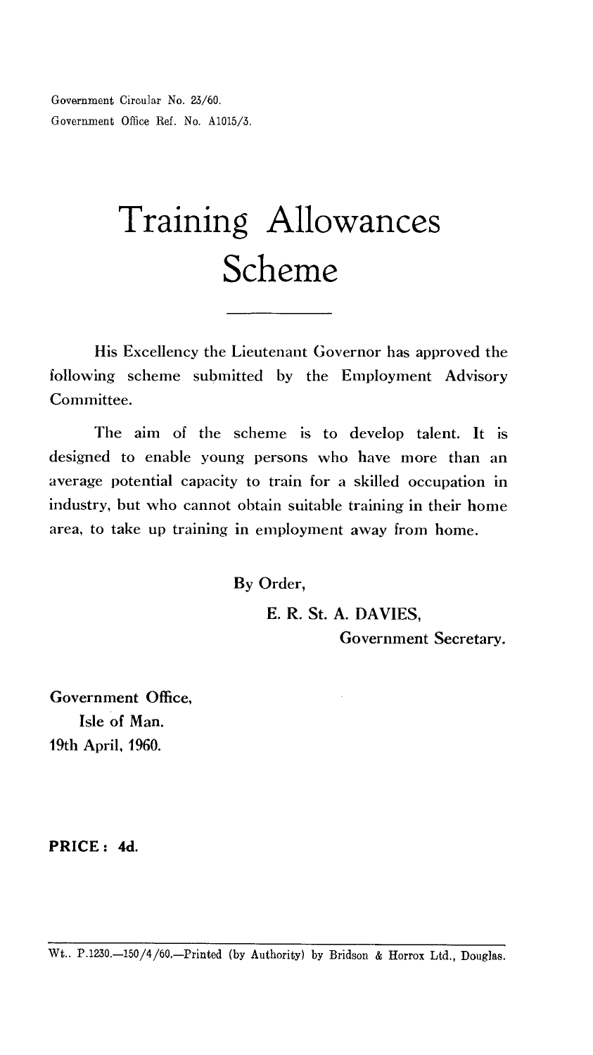Government Circular No. 23/60.
Government Office Ref. No. A1015/3.

# Training Allowances Scheme

---

His Excellency the Lieutenant Governor has approved the following scheme submitted by the Employment Advisory Committee.

The aim of the scheme is to develop talent. It is designed to enable young persons who have more than an average potential capacity to train for a skilled occupation in industry, but who cannot obtain suitable training in their home area, to take up training in employment away from home.

By Order,

E. R. St. A. DAVIES,
Government Secretary.

Government Office,
Isle of Man.
19th April, 1960.

**PRICE: 4d.**

Wt.. P.1230.—150/4/60.—Printed (by Authority) by Bridson & Horrox Ltd., Douglas.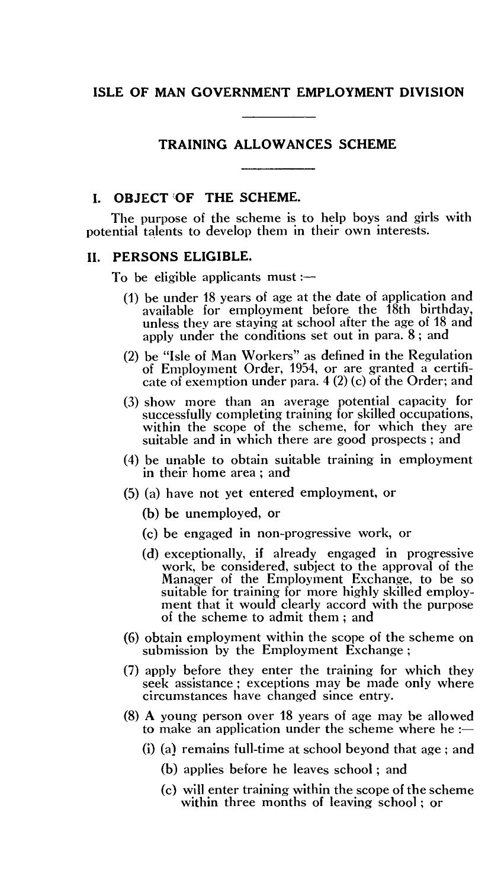# ISLE OF MAN GOVERNMENT EMPLOYMENT DIVISION

## TRAINING ALLOWANCES SCHEME

### I. OBJECT OF THE SCHEME.

The purpose of the scheme is to help boys and girls with potential talents to develop them in their own interests.

### II. PERSONS ELIGIBLE.

To be eligible applicants must :—

(1) be under 18 years of age at the date of application and available for employment before the 18th birthday, unless they are staying at school after the age of 18 and apply under the conditions set out in para. 8 ; and

(2) be "Isle of Man Workers" as defined in the Regulation of Employment Order, 1954, or are granted a certificate of exemption under para. 4 (2) (c) of the Order; and

(3) show more than an average potential capacity for successfully completing training for skilled occupations, within the scope of the scheme, for which they are suitable and in which there are good prospects ; and

(4) be unable to obtain suitable training in employment in their home area ; and

(5) (a) have not yet entered employment, or

(b) be unemployed, or

(c) be engaged in non-progressive work, or

(d) exceptionally, if already engaged in progressive work, be considered, subject to the approval of the Manager of the Employment Exchange, to be so suitable for training for more highly skilled employment that it would clearly accord with the purpose of the scheme to admit them ; and

(6) obtain employment within the scope of the scheme on submission by the Employment Exchange ;

(7) apply before they enter the training for which they seek assistance ; exceptions may be made only where circumstances have changed since entry.

(8) A young person over 18 years of age may be allowed to make an application under the scheme where he :—

(i) (a) remains full-time at school beyond that age ; and

(b) applies before he leaves school ; and

(c) will enter training within the scope of the scheme within three months of leaving school ; or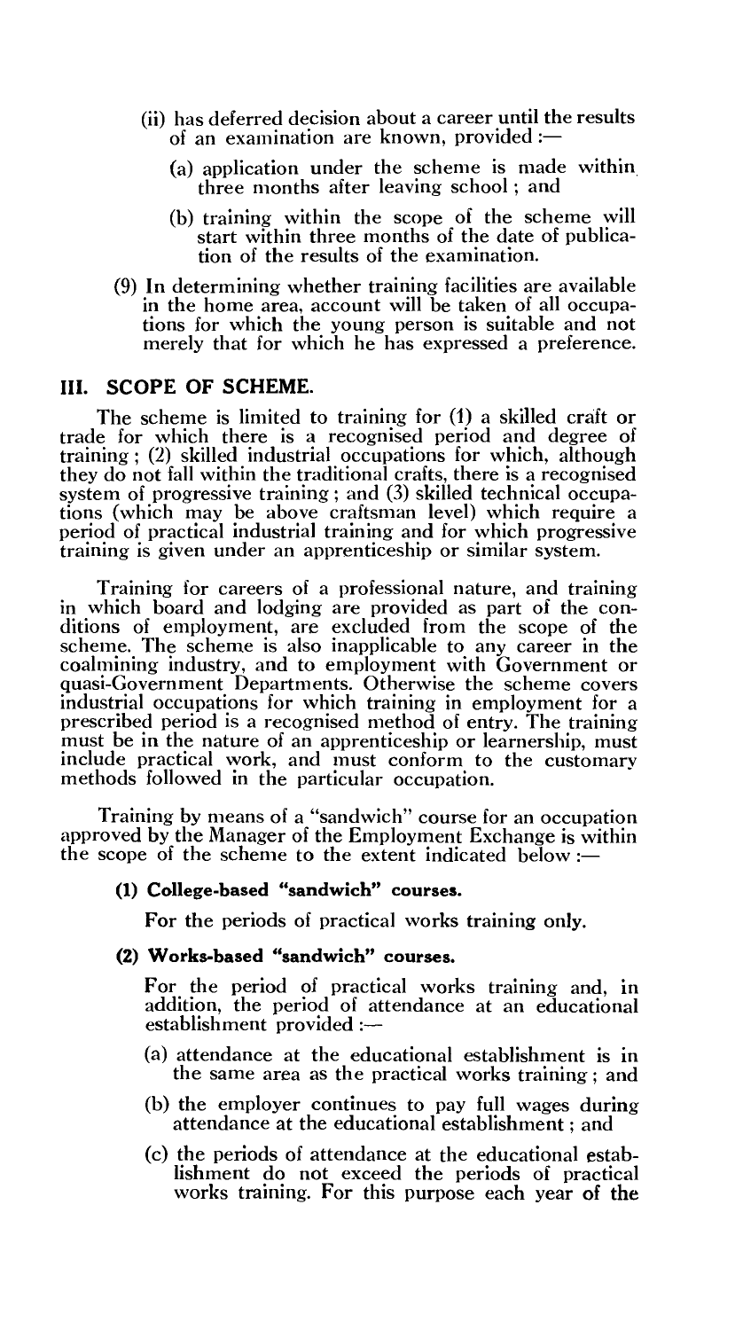(ii) has deferred decision about a career until the results of an examination are known, provided :—

   (a) application under the scheme is made within three months after leaving school ; and

   (b) training within the scope of the scheme will start within three months of the date of publication of the results of the examination.

(9) In determining whether training facilities are available in the home area, account will be taken of all occupations for which the young person is suitable and not merely that for which he has expressed a preference.

## III. SCOPE OF SCHEME.

The scheme is limited to training for (1) a skilled craft or trade for which there is a recognised period and degree of training ; (2) skilled industrial occupations for which, although they do not fall within the traditional crafts, there is a recognised system of progressive training ; and (3) skilled technical occupations (which may be above craftsman level) which require a period of practical industrial training and for which progressive training is given under an apprenticeship or similar system.

Training for careers of a professional nature, and training in which board and lodging are provided as part of the conditions of employment, are excluded from the scope of the scheme. The scheme is also inapplicable to any career in the coalmining industry, and to employment with Government or quasi-Government Departments. Otherwise the scheme covers industrial occupations for which training in employment for a prescribed period is a recognised method of entry. The training must be in the nature of an apprenticeship or learnership, must include practical work, and must conform to the customary methods followed in the particular occupation.

Training by means of a "sandwich" course for an occupation approved by the Manager of the Employment Exchange is within the scope of the scheme to the extent indicated below :—

**(1) College-based "sandwich" courses.**

For the periods of practical works training only.

**(2) Works-based "sandwich" courses.**

For the period of practical works training and, in addition, the period of attendance at an educational establishment provided :—

(a) attendance at the educational establishment is in the same area as the practical works training ; and

(b) the employer continues to pay full wages during attendance at the educational establishment ; and

(c) the periods of attendance at the educational establishment do not exceed the periods of practical works training. For this purpose each year of the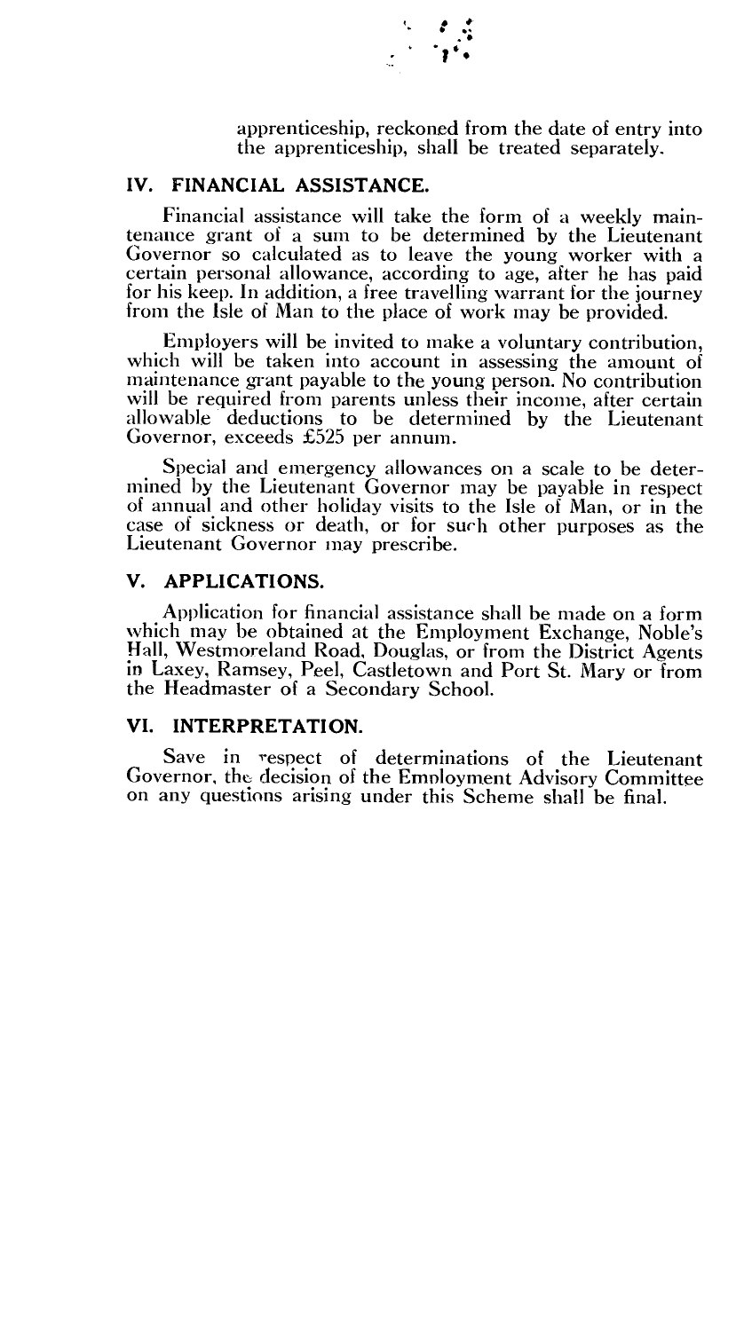apprenticeship, reckoned from the date of entry into the apprenticeship, shall be treated separately.

## IV. FINANCIAL ASSISTANCE.

Financial assistance will take the form of a weekly maintenance grant of a sum to be determined by the Lieutenant Governor so calculated as to leave the young worker with a certain personal allowance, according to age, after he has paid for his keep. In addition, a free travelling warrant for the journey from the Isle of Man to the place of work may be provided.

Employers will be invited to make a voluntary contribution, which will be taken into account in assessing the amount of maintenance grant payable to the young person. No contribution will be required from parents unless their income, after certain allowable deductions to be determined by the Lieutenant Governor, exceeds £525 per annum.

Special and emergency allowances on a scale to be determined by the Lieutenant Governor may be payable in respect of annual and other holiday visits to the Isle of Man, or in the case of sickness or death, or for such other purposes as the Lieutenant Governor may prescribe.

## V. APPLICATIONS.

Application for financial assistance shall be made on a form which may be obtained at the Employment Exchange, Noble's Hall, Westmoreland Road, Douglas, or from the District Agents in Laxey, Ramsey, Peel, Castletown and Port St. Mary or from the Headmaster of a Secondary School.

## VI. INTERPRETATION.

Save in respect of determinations of the Lieutenant Governor, the decision of the Employment Advisory Committee on any questions arising under this Scheme shall be final.